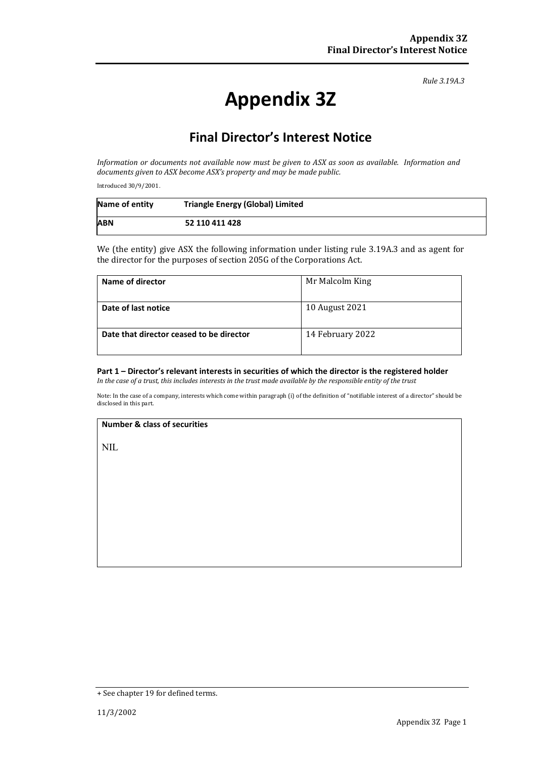*Rule 3.19A.3*

# Appendix 3Z

## Final Director's Interest Notice

*Information or documents not available now must be given to ASX as soon as available. Information and documents given to ASX become ASX's property and may be made public.*

Introduced 30/9/2001.

| **Name of entity** | **Triangle Energy (Global) Limited** |
|---|---|
| **ABN** | **52 110 411 428** |

We (the entity) give ASX the following information under listing rule 3.19A.3 and as agent for the director for the purposes of section 205G of the Corporations Act.

| **Name of director** | Mr Malcolm King |
|---|---|
| **Date of last notice** | 10 August 2021 |
| **Date that director ceased to be director** | 14 February 2022 |

**Part 1 – Director's relevant interests in securities of which the director is the registered holder**

*In the case of a trust, this includes interests in the trust made available by the responsible entity of the trust*

Note: In the case of a company, interests which come within paragraph (i) of the definition of "notifiable interest of a director" should be disclosed in this part.

| **Number & class of securities** |
|---|
| NIL |

+ See chapter 19 for defined terms.

11/3/2002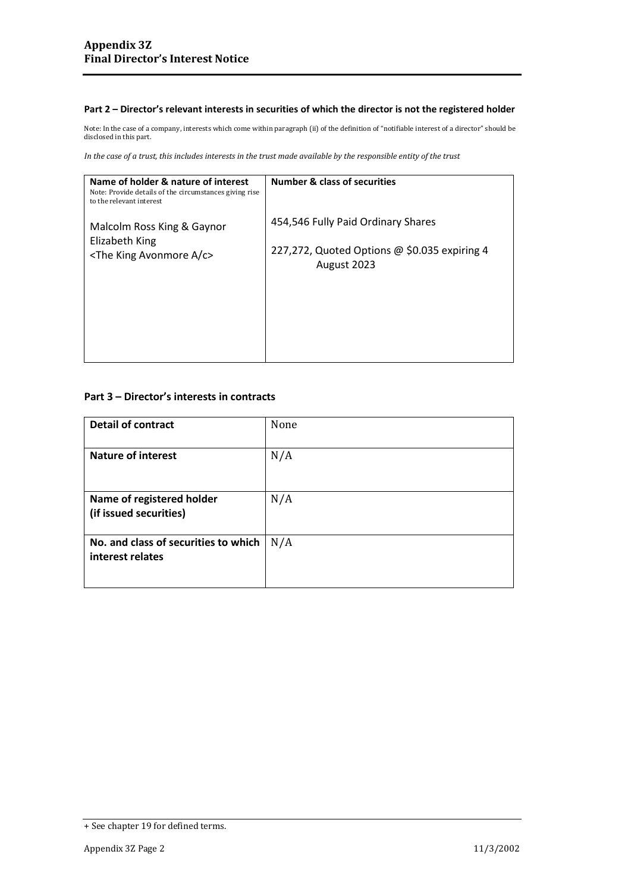### Part 2 – Director's relevant interests in securities of which the director is not the registered holder

Note: In the case of a company, interests which come within paragraph (ii) of the definition of "notifiable interest of a director" should be disclosed in this part.

*In the case of a trust, this includes interests in the trust made available by the responsible entity of the trust*

| **Name of holder & nature of interest**<br>Note: Provide details of the circumstances giving rise to the relevant interest | **Number & class of securities** |
|---|---|
| Malcolm Ross King & Gaynor Elizabeth King<br><The King Avonmore A/c> | 454,546 Fully Paid Ordinary Shares<br><br>227,272, Quoted Options @ $0.035 expiring 4 August 2023 |

### Part 3 – Director's interests in contracts

| | |
|---|---|
| **Detail of contract** | None |
| **Nature of interest** | N/A |
| **Name of registered holder (if issued securities)** | N/A |
| **No. and class of securities to which interest relates** | N/A |

+ See chapter 19 for defined terms.